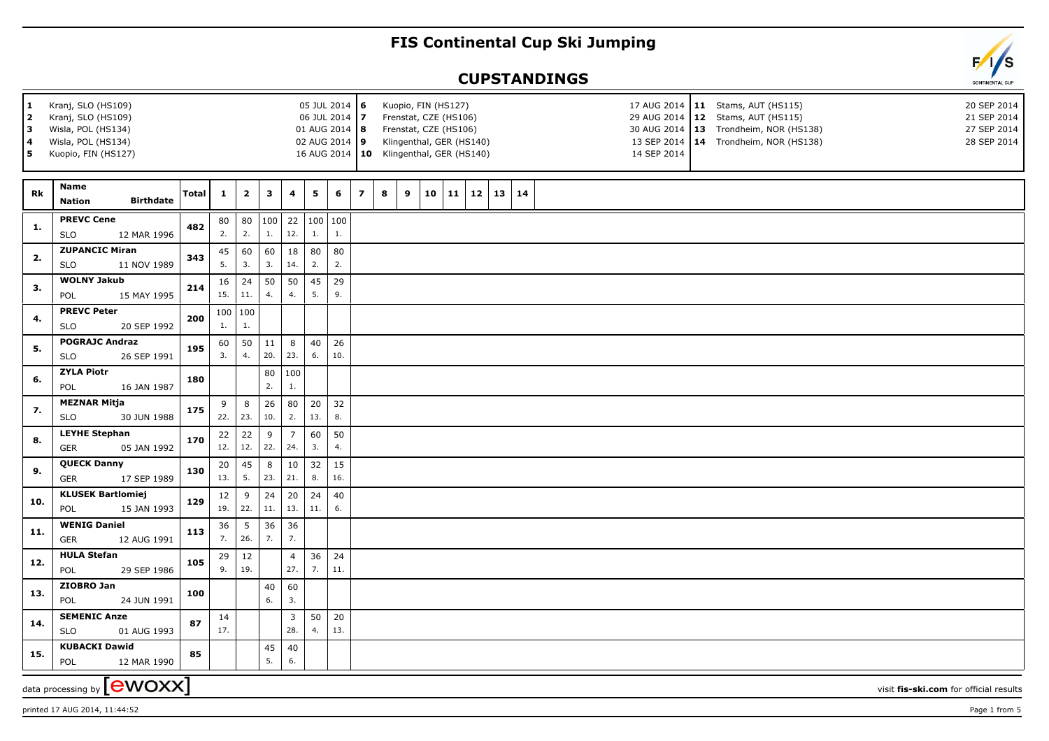# FIS Continental Cup Ski Jumping

## CUPSTANDINGS

| | | | | | | | |
|---|---|---|---|---|---|---|---|
| 1 | Kranj, SLO (HS109) | 05 JUL 2014 | 6 | Kuopio, FIN (HS127) | 17 AUG 2014 | 11 | Stams, AUT (HS115) | 20 SEP 2014 |
| 2 | Kranj, SLO (HS109) | 06 JUL 2014 | 7 | Frenstat, CZE (HS106) | 29 AUG 2014 | 12 | Stams, AUT (HS115) | 21 SEP 2014 |
| 3 | Wisla, POL (HS134) | 01 AUG 2014 | 8 | Frenstat, CZE (HS106) | 30 AUG 2014 | 13 | Trondheim, NOR (HS138) | 27 SEP 2014 |
| 4 | Wisla, POL (HS134) | 02 AUG 2014 | 9 | Klingenthal, GER (HS140) | 13 SEP 2014 | 14 | Trondheim, NOR (HS138) | 28 SEP 2014 |
| 5 | Kuopio, FIN (HS127) | 16 AUG 2014 | 10 | Klingenthal, GER (HS140) | 14 SEP 2014 | | | |

| Rk | Name / Nation / Birthdate | Total | 1 | 2 | 3 | 4 | 5 | 6 | 7 | 8 | 9 | 10 | 11 | 12 | 13 | 14 |
|---|---|---|---|---|---|---|---|---|---|---|---|---|---|---|---|---|
| 1. | PREVC Cene<br>SLO 12 MAR 1996 | 482 | 80<br>2. | 80<br>2. | 100<br>1. | 22<br>12. | 100<br>1. | 100<br>1. | | | | | | | | |
| 2. | ZUPANCIC Miran<br>SLO 11 NOV 1989 | 343 | 45<br>5. | 60<br>3. | 60<br>3. | 18<br>14. | 80<br>2. | 80<br>2. | | | | | | | | |
| 3. | WOLNY Jakub<br>POL 15 MAY 1995 | 214 | 16<br>15. | 24<br>11. | 50<br>4. | 50<br>4. | 45<br>5. | 29<br>9. | | | | | | | | |
| 4. | PREVC Peter<br>SLO 20 SEP 1992 | 200 | 100<br>1. | 100<br>1. | | | | | | | | | | | | |
| 5. | POGRAJC Andraz<br>SLO 26 SEP 1991 | 195 | 60<br>3. | 50<br>4. | 11<br>20. | 8<br>23. | 40<br>6. | 26<br>10. | | | | | | | | |
| 6. | ZYLA Piotr<br>POL 16 JAN 1987 | 180 | | | 80<br>2. | 100<br>1. | | | | | | | | | | |
| 7. | MEZNAR Mitja<br>SLO 30 JUN 1988 | 175 | 9<br>22. | 8<br>23. | 26<br>10. | 80<br>2. | 20<br>13. | 32<br>8. | | | | | | | | |
| 8. | LEYHE Stephan<br>GER 05 JAN 1992 | 170 | 22<br>12. | 22<br>12. | 9<br>22. | 7<br>24. | 60<br>3. | 50<br>4. | | | | | | | | |
| 9. | QUECK Danny<br>GER 17 SEP 1989 | 130 | 20<br>13. | 45<br>5. | 8<br>23. | 10<br>21. | 32<br>8. | 15<br>16. | | | | | | | | |
| 10. | KLUSEK Bartlomiej<br>POL 15 JAN 1993 | 129 | 12<br>19. | 9<br>22. | 24<br>11. | 20<br>13. | 24<br>11. | 40<br>6. | | | | | | | | |
| 11. | WENIG Daniel<br>GER 12 AUG 1991 | 113 | 36<br>7. | 5<br>26. | 36<br>7. | 36<br>7. | | | | | | | | | | |
| 12. | HULA Stefan<br>POL 29 SEP 1986 | 105 | 29<br>9. | 12<br>19. | | 4<br>27. | 36<br>7. | 24<br>11. | | | | | | | | |
| 13. | ZIOBRO Jan<br>POL 24 JUN 1991 | 100 | | | 40<br>6. | 60<br>3. | | | | | | | | | | |
| 14. | SEMENIC Anze<br>SLO 01 AUG 1993 | 87 | 14<br>17. | | | 3<br>28. | 50<br>4. | 20<br>13. | | | | | | | | |
| 15. | KUBACKI Dawid<br>POL 12 MAR 1990 | 85 | | | 45<br>5. | 40<br>6. | | | | | | | | | | |

data processing by ewoxx — visit fis-ski.com for official results

printed 17 AUG 2014, 11:44:52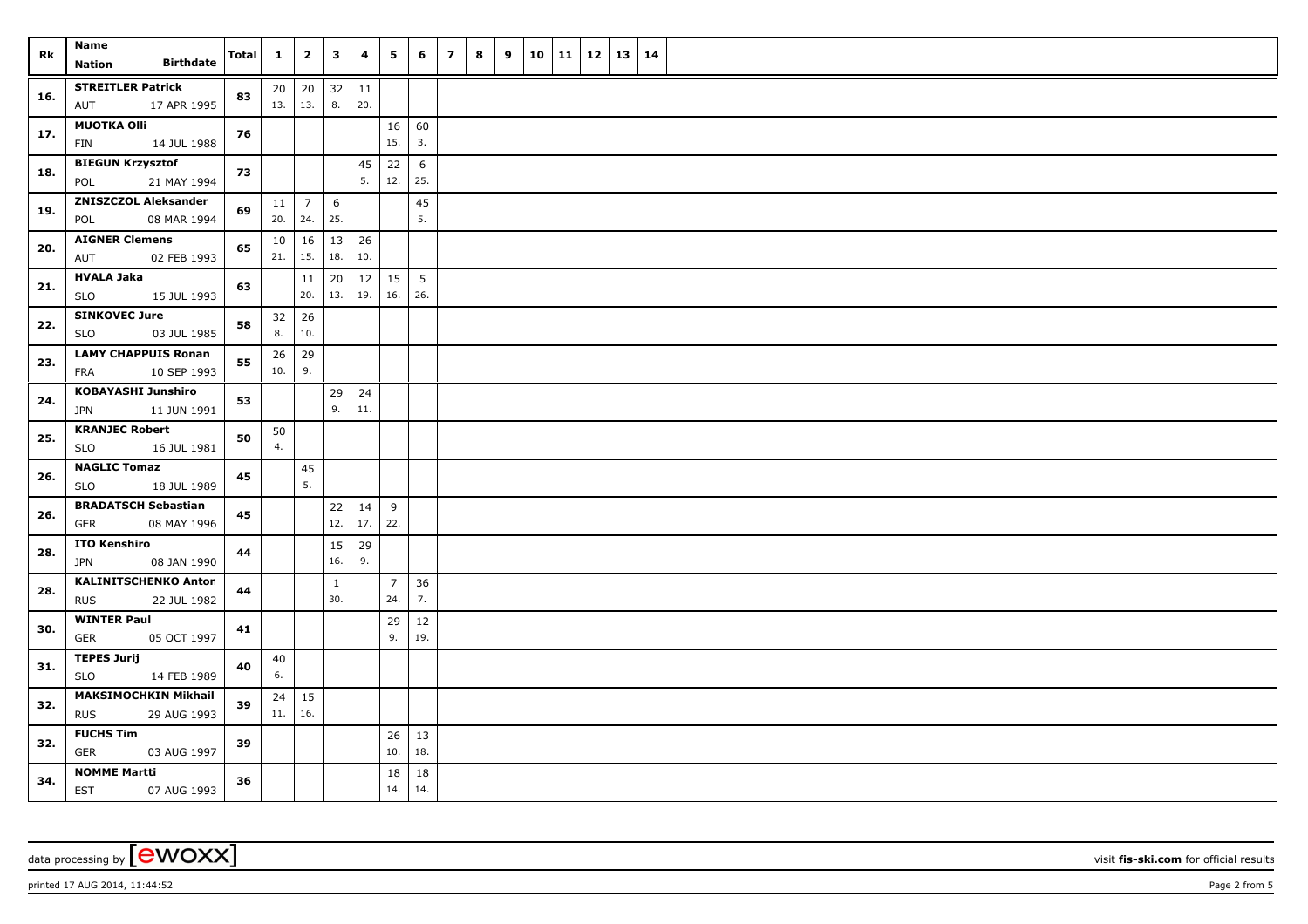| Rk | Name<br>Nation Birthdate | Total | 1 | 2 | 3 | 4 | 5 | 6 | 7 | 8 | 9 | 10 | 11 | 12 | 13 | 14 |
|---|---|---|---|---|---|---|---|---|---|---|---|---|---|---|---|---|
| 16. | **STREITLER Patrick**<br>AUT 17 APR 1995 | 83 | 20<br>13. | 20<br>13. | 32<br>8. | 11<br>20. | | | | | | | | | | |
| 17. | **MUOTKA Olli**<br>FIN 14 JUL 1988 | 76 | | | | | 16<br>15. | 60<br>3. | | | | | | | | |
| 18. | **BIEGUN Krzysztof**<br>POL 21 MAY 1994 | 73 | | | | 45<br>5. | 22<br>12. | 6<br>25. | | | | | | | | |
| 19. | **ZNISZCZOL Aleksander**<br>POL 08 MAR 1994 | 69 | 11<br>20. | 7<br>24. | 6<br>25. | | | 45<br>5. | | | | | | | | |
| 20. | **AIGNER Clemens**<br>AUT 02 FEB 1993 | 65 | 10<br>21. | 16<br>15. | 13<br>18. | 26<br>10. | | | | | | | | | | |
| 21. | **HVALA Jaka**<br>SLO 15 JUL 1993 | 63 | | 11<br>20. | 20<br>13. | 12<br>19. | 15<br>16. | 5<br>26. | | | | | | | | |
| 22. | **SINKOVEC Jure**<br>SLO 03 JUL 1985 | 58 | 32<br>8. | 26<br>10. | | | | | | | | | | | | |
| 23. | **LAMY CHAPPUIS Ronan**<br>FRA 10 SEP 1993 | 55 | 26<br>10. | 29<br>9. | | | | | | | | | | | | |
| 24. | **KOBAYASHI Junshiro**<br>JPN 11 JUN 1991 | 53 | | | 29<br>9. | 24<br>11. | | | | | | | | | | |
| 25. | **KRANJEC Robert**<br>SLO 16 JUL 1981 | 50 | 50<br>4. | | | | | | | | | | | | | |
| 26. | **NAGLIC Tomaz**<br>SLO 18 JUL 1989 | 45 | | 45<br>5. | | | | | | | | | | | | |
| 26. | **BRADATSCH Sebastian**<br>GER 08 MAY 1996 | 45 | | | 22<br>12. | 14<br>17. | 9<br>22. | | | | | | | | | |
| 28. | **ITO Kenshiro**<br>JPN 08 JAN 1990 | 44 | | | 15<br>16. | 29<br>9. | | | | | | | | | | |
| 28. | **KALINITSCHENKO Anton**<br>RUS 22 JUL 1982 | 44 | | | 1<br>30. | | 7<br>24. | 36<br>7. | | | | | | | | |
| 30. | **WINTER Paul**<br>GER 05 OCT 1997 | 41 | | | | | 29<br>9. | 12<br>19. | | | | | | | | |
| 31. | **TEPES Jurij**<br>SLO 14 FEB 1989 | 40 | 40<br>6. | | | | | | | | | | | | | |
| 32. | **MAKSIMOCHKIN Mikhail**<br>RUS 29 AUG 1993 | 39 | 24<br>11. | 15<br>16. | | | | | | | | | | | | |
| 32. | **FUCHS Tim**<br>GER 03 AUG 1997 | 39 | | | | | 26<br>10. | 13<br>18. | | | | | | | | |
| 34. | **NOMME Martti**<br>EST 07 AUG 1993 | 36 | | | | | 18<br>14. | 18<br>14. | | | | | | | | |

data processing by [ewoxx] — visit **fis-ski.com** for official results

printed 17 AUG 2014, 11:44:52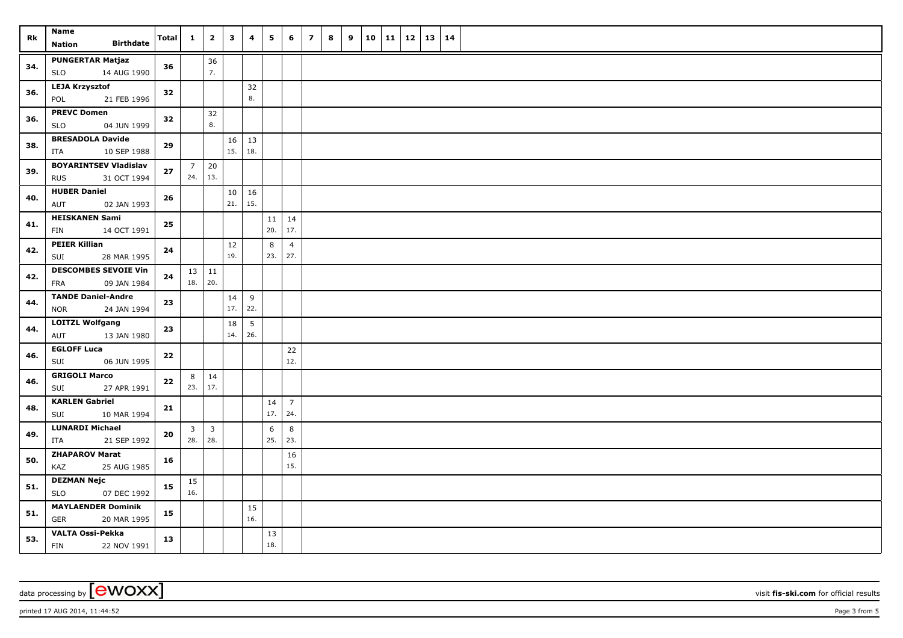| Rk | Name<br>Nation Birthdate | Total | 1 | 2 | 3 | 4 | 5 | 6 | 7 | 8 | 9 | 10 | 11 | 12 | 13 | 14 |
|---|---|---|---|---|---|---|---|---|---|---|---|---|---|---|---|---|
| 34. | PUNGERTAR Matjaz<br>SLO 14 AUG 1990 | 36 | | 36<br>7. | | | | | | | | | | | | |
| 36. | LEJA Krzysztof<br>POL 21 FEB 1996 | 32 | | | | 32<br>8. | | | | | | | | | | |
| 36. | PREVC Domen<br>SLO 04 JUN 1999 | 32 | | 32<br>8. | | | | | | | | | | | | |
| 38. | BRESADOLA Davide<br>ITA 10 SEP 1988 | 29 | | | 16<br>15. | 13<br>18. | | | | | | | | | | |
| 39. | BOYARINTSEV Vladislav<br>RUS 31 OCT 1994 | 27 | 7<br>24. | 20<br>13. | | | | | | | | | | | | |
| 40. | HUBER Daniel<br>AUT 02 JAN 1993 | 26 | | | 10<br>21. | 16<br>15. | | | | | | | | | | |
| 41. | HEISKANEN Sami<br>FIN 14 OCT 1991 | 25 | | | | | 11<br>20. | 14<br>17. | | | | | | | | |
| 42. | PEIER Killian<br>SUI 28 MAR 1995 | 24 | | | 12<br>19. | | 8<br>23. | 4<br>27. | | | | | | | | |
| 42. | DESCOMBES SEVOIE Vin<br>FRA 09 JAN 1984 | 24 | 13<br>18. | 11<br>20. | | | | | | | | | | | | |
| 44. | TANDE Daniel-Andre<br>NOR 24 JAN 1994 | 23 | | | 14<br>17. | 9<br>22. | | | | | | | | | | |
| 44. | LOITZL Wolfgang<br>AUT 13 JAN 1980 | 23 | | | 18<br>14. | 5<br>26. | | | | | | | | | | |
| 46. | EGLOFF Luca<br>SUI 06 JUN 1995 | 22 | | | | | | 22<br>12. | | | | | | | | |
| 46. | GRIGOLI Marco<br>SUI 27 APR 1991 | 22 | 8<br>23. | 14<br>17. | | | | | | | | | | | | |
| 48. | KARLEN Gabriel<br>SUI 10 MAR 1994 | 21 | | | | | 14<br>17. | 7<br>24. | | | | | | | | |
| 49. | LUNARDI Michael<br>ITA 21 SEP 1992 | 20 | 3<br>28. | 3<br>28. | | | 6<br>25. | 8<br>23. | | | | | | | | |
| 50. | ZHAPAROV Marat<br>KAZ 25 AUG 1985 | 16 | | | | | | 16<br>15. | | | | | | | | |
| 51. | DEZMAN Nejc<br>SLO 07 DEC 1992 | 15 | 15<br>16. | | | | | | | | | | | | | |
| 51. | MAYLAENDER Dominik<br>GER 20 MAR 1995 | 15 | | | | 15<br>16. | | | | | | | | | | |
| 53. | VALTA Ossi-Pekka<br>FIN 22 NOV 1991 | 13 | | | | | 13<br>18. | | | | | | | | | |

data processing by [ewoxx] visit fis-ski.com for official results

printed 17 AUG 2014, 11:44:52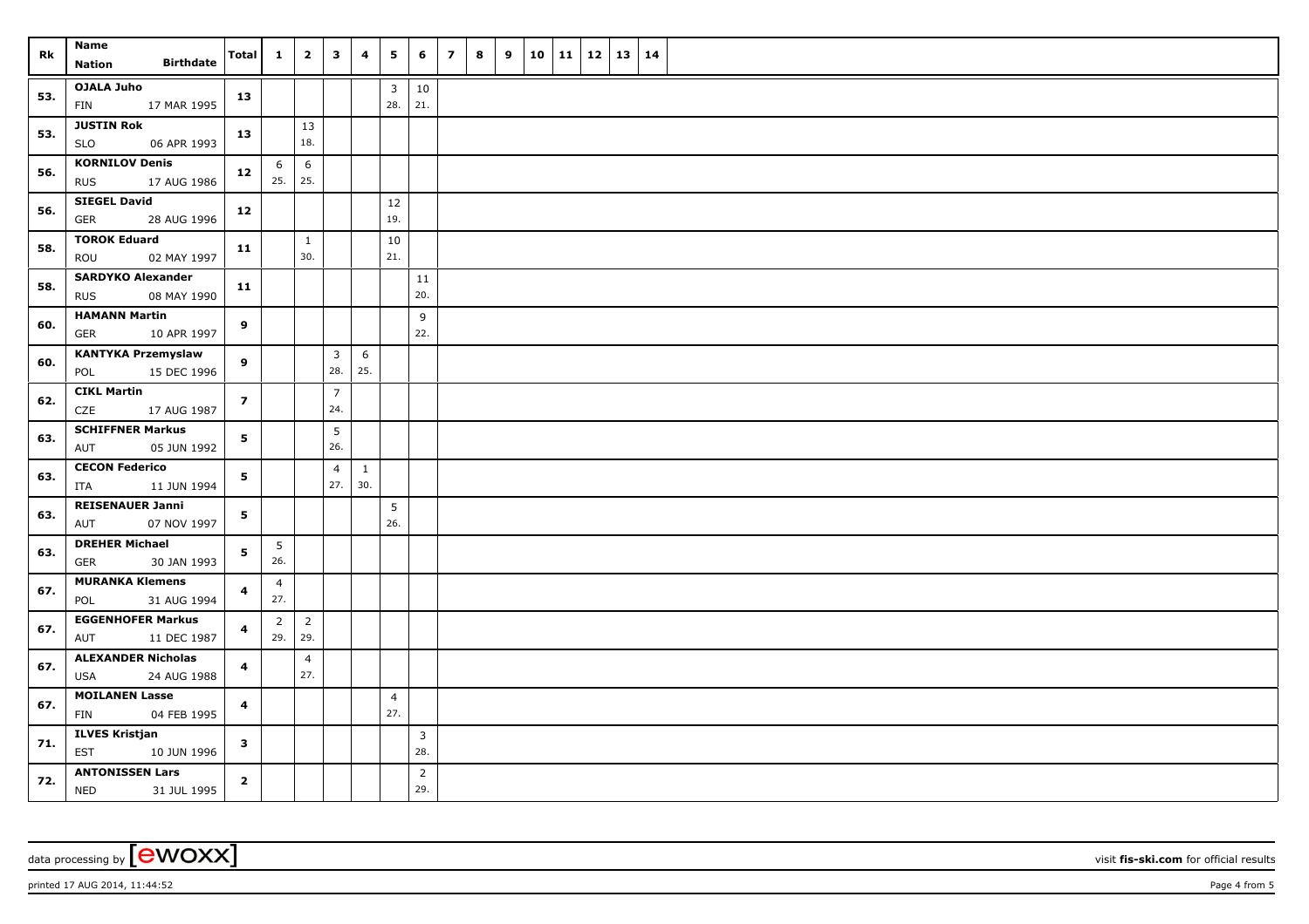| Rk | Name<br>Nation Birthdate | Total | 1 | 2 | 3 | 4 | 5 | 6 | 7 | 8 | 9 | 10 | 11 | 12 | 13 | 14 |
|---|---|---|---|---|---|---|---|---|---|---|---|---|---|---|---|---|
| 53. | OJALA Juho<br>FIN 17 MAR 1995 | 13 | | | | | 3<br>28. | 10<br>21. | | | | | | | | |
| 53. | JUSTIN Rok<br>SLO 06 APR 1993 | 13 | | 13<br>18. | | | | | | | | | | | | |
| 56. | KORNILOV Denis<br>RUS 17 AUG 1986 | 12 | 6<br>25. | 6<br>25. | | | | | | | | | | | | |
| 56. | SIEGEL David<br>GER 28 AUG 1996 | 12 | | | | | 12<br>19. | | | | | | | | | |
| 58. | TOROK Eduard<br>ROU 02 MAY 1997 | 11 | | 1<br>30. | | | 10<br>21. | | | | | | | | | |
| 58. | SARDYKO Alexander<br>RUS 08 MAY 1990 | 11 | | | | | | 11<br>20. | | | | | | | | |
| 60. | HAMANN Martin<br>GER 10 APR 1997 | 9 | | | | | | 9<br>22. | | | | | | | | |
| 60. | KANTYKA Przemyslaw<br>POL 15 DEC 1996 | 9 | | | 3<br>28. | 6<br>25. | | | | | | | | | | |
| 62. | CIKL Martin<br>CZE 17 AUG 1987 | 7 | | | 7<br>24. | | | | | | | | | | | |
| 63. | SCHIFFNER Markus<br>AUT 05 JUN 1992 | 5 | | | 5<br>26. | | | | | | | | | | | |
| 63. | CECON Federico<br>ITA 11 JUN 1994 | 5 | | | 4<br>27. | 1<br>30. | | | | | | | | | | |
| 63. | REISENAUER Janni<br>AUT 07 NOV 1997 | 5 | | | | | 5<br>26. | | | | | | | | | |
| 63. | DREHER Michael<br>GER 30 JAN 1993 | 5 | 5<br>26. | | | | | | | | | | | | | |
| 67. | MURANKA Klemens<br>POL 31 AUG 1994 | 4 | 4<br>27. | | | | | | | | | | | | | |
| 67. | EGGENHOFER Markus<br>AUT 11 DEC 1987 | 4 | 2<br>29. | 2<br>29. | | | | | | | | | | | | |
| 67. | ALEXANDER Nicholas<br>USA 24 AUG 1988 | 4 | | 4<br>27. | | | | | | | | | | | | |
| 67. | MOILANEN Lasse<br>FIN 04 FEB 1995 | 4 | | | | | 4<br>27. | | | | | | | | | |
| 71. | ILVES Kristjan<br>EST 10 JUN 1996 | 3 | | | | | | 3<br>28. | | | | | | | | |
| 72. | ANTONISSEN Lars<br>NED 31 JUL 1995 | 2 | | | | | | 2<br>29. | | | | | | | | |

data processing by [ewoxx] visit fis-ski.com for official results

printed 17 AUG 2014, 11:44:52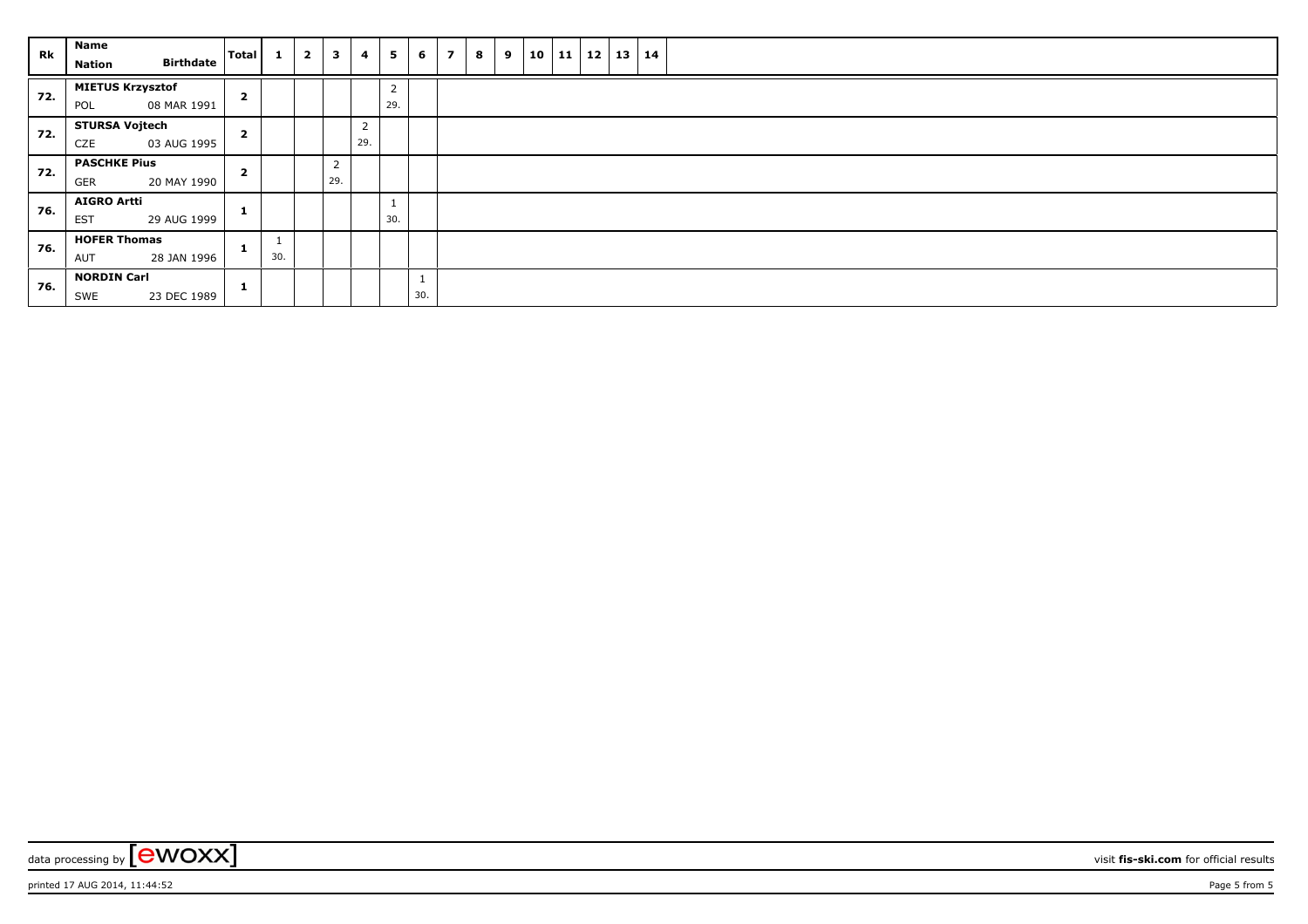| Rk | Name<br>Nation Birthdate | Total | 1 | 2 | 3 | 4 | 5 | 6 | 7 | 8 | 9 | 10 | 11 | 12 | 13 | 14 |
|---|---|---|---|---|---|---|---|---|---|---|---|---|---|---|---|---|
| 72. | MIETUS Krzysztof<br>POL 08 MAR 1991 | 2 | | | | | 2<br>29. | | | | | | | | | |
| 72. | STURSA Vojtech<br>CZE 03 AUG 1995 | 2 | | | | 2<br>29. | | | | | | | | | | |
| 72. | PASCHKE Pius<br>GER 20 MAY 1990 | 2 | | | 2<br>29. | | | | | | | | | | | |
| 76. | AIGRO Artti<br>EST 29 AUG 1999 | 1 | | | | | 1<br>30. | | | | | | | | | |
| 76. | HOFER Thomas<br>AUT 28 JAN 1996 | 1 | 1<br>30. | | | | | | | | | | | | | |
| 76. | NORDIN Carl<br>SWE 23 DEC 1989 | 1 | | | | | | 1<br>30. | | | | | | | | |

data processing by [ewoxx]

visit **fis-ski.com** for official results

printed 17 AUG 2014, 11:44:52